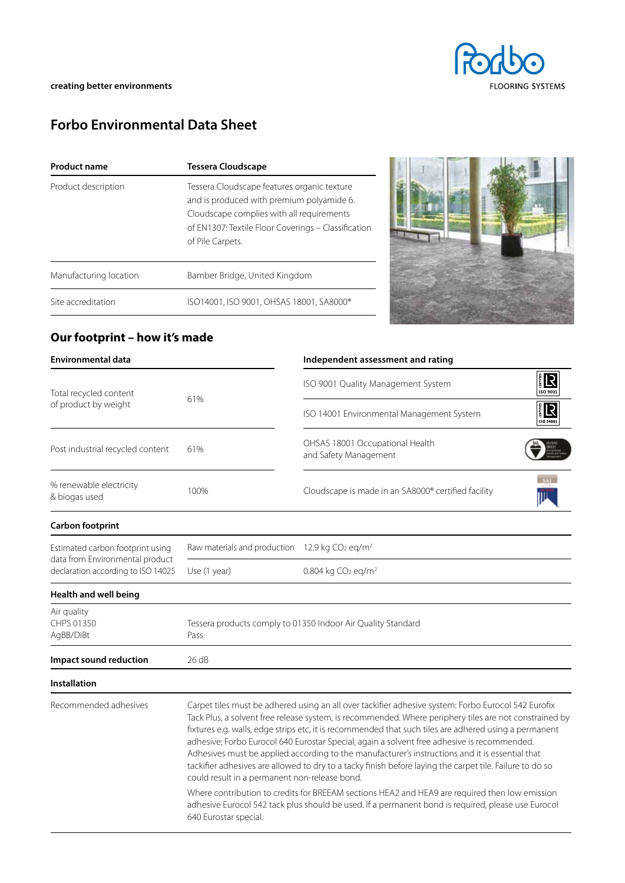creating better environments

# Forbo Environmental Data Sheet

| Product name | Tessera Cloudscape |
|---|---|
| Product description | Tessera Cloudscape features organic texture and is produced with premium polyamide 6. Cloudscape complies with all requirements of EN1307: Textile Floor Coverings – Classification of Pile Carpets. |
| Manufacturing location | Bamber Bridge, United Kingdom |
| Site accreditation | ISO14001, ISO 9001, OHSAS 18001, SA8000® |

## Our footprint – how it's made

| Environmental data | | Independent assessment and rating |
|---|---|---|
| Total recycled content of product by weight | 61% | ISO 9001 Quality Management System |
| | | ISO 14001 Environmental Management System |
| Post industrial recycled content | 61% | OHSAS 18001 Occupational Health and Safety Management |
| % renewable electricity & biogas used | 100% | Cloudscape is made in an SA8000® certified facility |

**Carbon footprint**

| | | |
|---|---|---|
| Estimated carbon footprint using data from Environmental product declaration according to ISO 14025 | Raw materials and production | 12.9 kg $CO_2$ eq/m$^2$ |
| | Use (1 year) | 0.804 kg $CO_2$ eq/m$^2$ |

**Health and well being**

| | |
|---|---|
| Air quality<br>CHPS 01350<br>AgBB/DiBt | Tessera products comply to 01350 Indoor Air Quality Standard<br>Pass |

| **Impact sound reduction** | 26 dB |
|---|---|

**Installation**

Recommended adhesives

Carpet tiles must be adhered using an all over tackifier adhesive system: Forbo Eurocol 542 Eurofix Tack Plus, a solvent free release system, is recommended. Where periphery tiles are not constrained by fixtures e.g. walls, edge strips etc, it is recommended that such tiles are adhered using a permanent adhesive; Forbo Eurocol 640 Eurostar Special, again a solvent free adhesive is recommended. Adhesives must be applied according to the manufacturer's instructions and it is essential that tackifier adhesives are allowed to dry to a tacky finish before laying the carpet tile. Failure to do so could result in a permanent non-release bond.

Where contribution to credits for BREEAM sections HEA2 and HEA9 are required then low emission adhesive Eurocol 542 tack plus should be used. If a permanent bond is required, please use Eurocol 640 Eurostar special.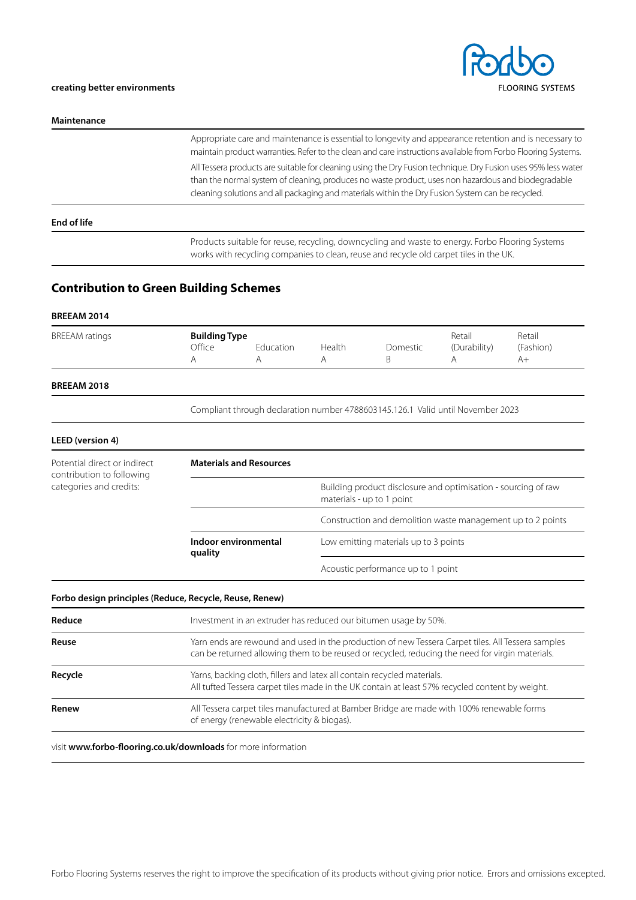creating better environments

### Maintenance

Appropriate care and maintenance is essential to longevity and appearance retention and is necessary to maintain product warranties. Refer to the clean and care instructions available from Forbo Flooring Systems.

All Tessera products are suitable for cleaning using the Dry Fusion technique. Dry Fusion uses 95% less water than the normal system of cleaning, produces no waste product, uses non hazardous and biodegradable cleaning solutions and all packaging and materials within the Dry Fusion System can be recycled.

### End of life

Products suitable for reuse, recycling, downcycling and waste to energy. Forbo Flooring Systems works with recycling companies to clean, reuse and recycle old carpet tiles in the UK.

## Contribution to Green Building Schemes

### BREEAM 2014

| BREEAM ratings | **Building Type** Office | Education | Health | Domestic | Retail (Durability) | Retail (Fashion) |
|---|---|---|---|---|---|---|
| | A | A | A | B | A | A+ |

### BREEAM 2018

Compliant through declaration number 4788603145.126.1 Valid until November 2023

### LEED (version 4)

| | | |
|---|---|---|
| Potential direct or indirect contribution to following categories and credits: | **Materials and Resources** | |
| | | Building product disclosure and optimisation - sourcing of raw materials - up to 1 point |
| | | Construction and demolition waste management up to 2 points |
| | **Indoor environmental quality** | Low emitting materials up to 3 points |
| | | Acoustic performance up to 1 point |

### Forbo design principles (Reduce, Recycle, Reuse, Renew)

| | |
|---|---|
| **Reduce** | Investment in an extruder has reduced our bitumen usage by 50%. |
| **Reuse** | Yarn ends are rewound and used in the production of new Tessera Carpet tiles. All Tessera samples can be returned allowing them to be reused or recycled, reducing the need for virgin materials. |
| **Recycle** | Yarns, backing cloth, fillers and latex all contain recycled materials. All tufted Tessera carpet tiles made in the UK contain at least 57% recycled content by weight. |
| **Renew** | All Tessera carpet tiles manufactured at Bamber Bridge are made with 100% renewable forms of energy (renewable electricity & biogas). |

visit **www.forbo-flooring.co.uk/downloads** for more information

Forbo Flooring Systems reserves the right to improve the specification of its products without giving prior notice. Errors and omissions excepted.